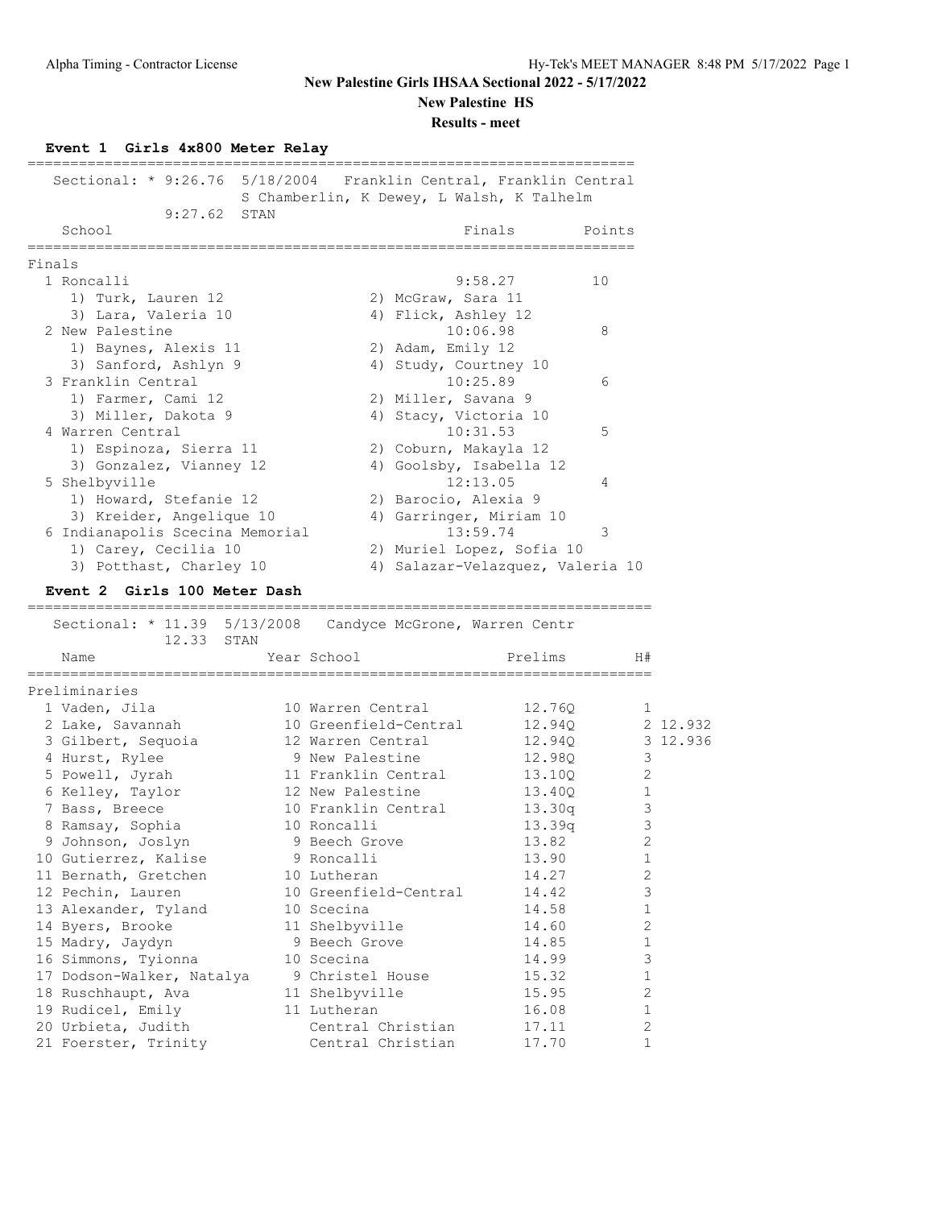New Palestine Girls IHSAA Sectional 2022 - 5/17/2022

New Palestine HS

Results - meet

### Event 1 Girls 4x800 Meter Relay

Sectional: * 9:26.76 5/18/2004 Franklin Central, Franklin Central
S Chamberlin, K Dewey, L Walsh, K Talhelm
9:27.62 STAN

**Finals**

| Place | School | Finals | Points |
|---|---|---|---|
| 1 | Roncalli | 9:58.27 | 10 |
| | 1) Turk, Lauren 12; 2) McGraw, Sara 11; 3) Lara, Valeria 10; 4) Flick, Ashley 12 | | |
| 2 | New Palestine | 10:06.98 | 8 |
| | 1) Baynes, Alexis 11; 2) Adam, Emily 12; 3) Sanford, Ashlyn 9; 4) Study, Courtney 10 | | |
| 3 | Franklin Central | 10:25.89 | 6 |
| | 1) Farmer, Cami 12; 2) Miller, Savana 9; 3) Miller, Dakota 9; 4) Stacy, Victoria 10 | | |
| 4 | Warren Central | 10:31.53 | 5 |
| | 1) Espinoza, Sierra 11; 2) Coburn, Makayla 12; 3) Gonzalez, Vianney 12; 4) Goolsby, Isabella 12 | | |
| 5 | Shelbyville | 12:13.05 | 4 |
| | 1) Howard, Stefanie 12; 2) Barocio, Alexia 9; 3) Kreider, Angelique 10; 4) Garringer, Miriam 10 | | |
| 6 | Indianapolis Scecina Memorial | 13:59.74 | 3 |
| | 1) Carey, Cecilia 10; 2) Muriel Lopez, Sofia 10; 3) Potthast, Charley 10; 4) Salazar-Velazquez, Valeria 10 | | |

### Event 2 Girls 100 Meter Dash

Sectional: * 11.39 5/13/2008 Candyce McGrone, Warren Centr
12.33 STAN

**Preliminaries**

| Place | Name | Year | School | Prelims | H# | |
|---|---|---|---|---|---|---|
| 1 | Vaden, Jila | 10 | Warren Central | 12.76Q | 1 | |
| 2 | Lake, Savannah | 10 | Greenfield-Central | 12.94Q | 2 | 12.932 |
| 3 | Gilbert, Sequoia | 12 | Warren Central | 12.94Q | 3 | 12.936 |
| 4 | Hurst, Rylee | 9 | New Palestine | 12.98Q | 3 | |
| 5 | Powell, Jyrah | 11 | Franklin Central | 13.10Q | 2 | |
| 6 | Kelley, Taylor | 12 | New Palestine | 13.40Q | 1 | |
| 7 | Bass, Breece | 10 | Franklin Central | 13.30q | 3 | |
| 8 | Ramsay, Sophia | 10 | Roncalli | 13.39q | 3 | |
| 9 | Johnson, Joslyn | 9 | Beech Grove | 13.82 | 2 | |
| 10 | Gutierrez, Kalise | 9 | Roncalli | 13.90 | 1 | |
| 11 | Bernath, Gretchen | 10 | Lutheran | 14.27 | 2 | |
| 12 | Pechin, Lauren | 10 | Greenfield-Central | 14.42 | 3 | |
| 13 | Alexander, Tyland | 10 | Scecina | 14.58 | 1 | |
| 14 | Byers, Brooke | 11 | Shelbyville | 14.60 | 2 | |
| 15 | Madry, Jaydyn | 9 | Beech Grove | 14.85 | 1 | |
| 16 | Simmons, Tyionna | 10 | Scecina | 14.99 | 3 | |
| 17 | Dodson-Walker, Natalya | 9 | Christel House | 15.32 | 1 | |
| 18 | Ruschhaupt, Ava | 11 | Shelbyville | 15.95 | 2 | |
| 19 | Rudicel, Emily | 11 | Lutheran | 16.08 | 1 | |
| 20 | Urbieta, Judith | | Central Christian | 17.11 | 2 | |
| 21 | Foerster, Trinity | | Central Christian | 17.70 | 1 | |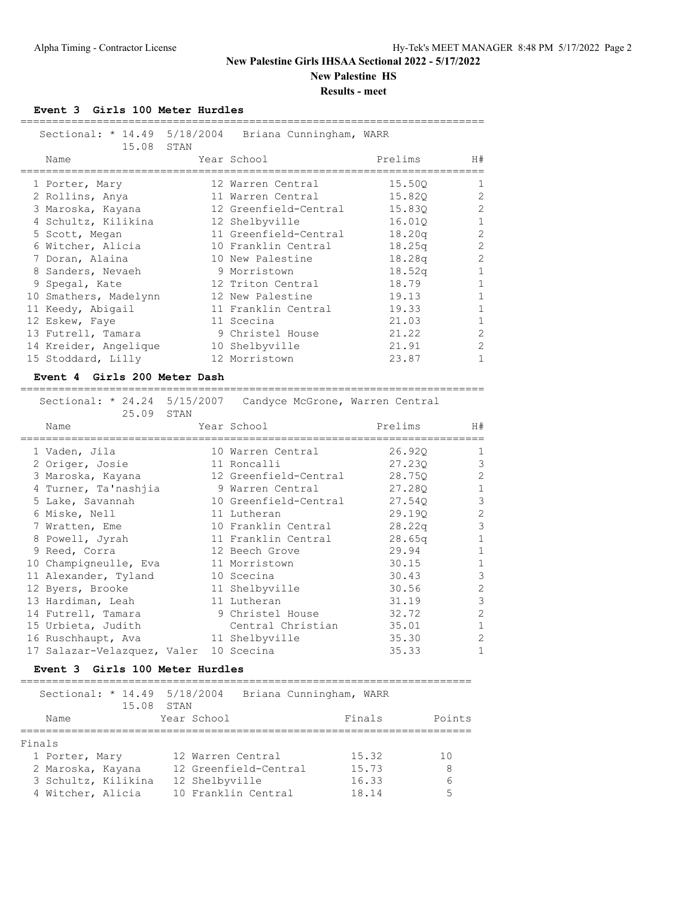# New Palestine Girls IHSAA Sectional 2022 - 5/17/2022

## New Palestine HS

### Results - meet

**Event 3 Girls 100 Meter Hurdles**

Sectional: * 14.49 5/18/2004 Briana Cunningham, WARR
15.08 STAN

| | Name | Year | School | Prelims | H# |
|---|---|---|---|---|---|
| 1 | Porter, Mary | 12 | Warren Central | 15.50Q | 1 |
| 2 | Rollins, Anya | 11 | Warren Central | 15.82Q | 2 |
| 3 | Maroska, Kayana | 12 | Greenfield-Central | 15.83Q | 2 |
| 4 | Schultz, Kilikina | 12 | Shelbyville | 16.01Q | 1 |
| 5 | Scott, Megan | 11 | Greenfield-Central | 18.20q | 2 |
| 6 | Witcher, Alicia | 10 | Franklin Central | 18.25q | 2 |
| 7 | Doran, Alaina | 10 | New Palestine | 18.28q | 2 |
| 8 | Sanders, Nevaeh | 9 | Morristown | 18.52q | 1 |
| 9 | Spegal, Kate | 12 | Triton Central | 18.79 | 1 |
| 10 | Smathers, Madelynn | 12 | New Palestine | 19.13 | 1 |
| 11 | Keedy, Abigail | 11 | Franklin Central | 19.33 | 1 |
| 12 | Eskew, Faye | 11 | Scecina | 21.03 | 1 |
| 13 | Futrell, Tamara | 9 | Christel House | 21.22 | 2 |
| 14 | Kreider, Angelique | 10 | Shelbyville | 21.91 | 2 |
| 15 | Stoddard, Lilly | 12 | Morristown | 23.87 | 1 |

**Event 4 Girls 200 Meter Dash**

Sectional: * 24.24 5/15/2007 Candyce McGrone, Warren Central
25.09 STAN

| | Name | Year | School | Prelims | H# |
|---|---|---|---|---|---|
| 1 | Vaden, Jila | 10 | Warren Central | 26.92Q | 1 |
| 2 | Origer, Josie | 11 | Roncalli | 27.23Q | 3 |
| 3 | Maroska, Kayana | 12 | Greenfield-Central | 28.75Q | 2 |
| 4 | Turner, Ta'nashjia | 9 | Warren Central | 27.28Q | 1 |
| 5 | Lake, Savannah | 10 | Greenfield-Central | 27.54Q | 3 |
| 6 | Miske, Nell | 11 | Lutheran | 29.19Q | 2 |
| 7 | Wratten, Eme | 10 | Franklin Central | 28.22q | 3 |
| 8 | Powell, Jyrah | 11 | Franklin Central | 28.65q | 1 |
| 9 | Reed, Corra | 12 | Beech Grove | 29.94 | 1 |
| 10 | Champigneulle, Eva | 11 | Morristown | 30.15 | 1 |
| 11 | Alexander, Tyland | 10 | Scecina | 30.43 | 3 |
| 12 | Byers, Brooke | 11 | Shelbyville | 30.56 | 2 |
| 13 | Hardiman, Leah | 11 | Lutheran | 31.19 | 3 |
| 14 | Futrell, Tamara | 9 | Christel House | 32.72 | 2 |
| 15 | Urbieta, Judith | | Central Christian | 35.01 | 1 |
| 16 | Ruschhaupt, Ava | 11 | Shelbyville | 35.30 | 2 |
| 17 | Salazar-Velazquez, Valer | 10 | Scecina | 35.33 | 1 |

**Event 3 Girls 100 Meter Hurdles**

Sectional: * 14.49 5/18/2004 Briana Cunningham, WARR
15.08 STAN

Finals

| | Name | Year | School | Finals | Points |
|---|---|---|---|---|---|
| 1 | Porter, Mary | 12 | Warren Central | 15.32 | 10 |
| 2 | Maroska, Kayana | 12 | Greenfield-Central | 15.73 | 8 |
| 3 | Schultz, Kilikina | 12 | Shelbyville | 16.33 | 6 |
| 4 | Witcher, Alicia | 10 | Franklin Central | 18.14 | 5 |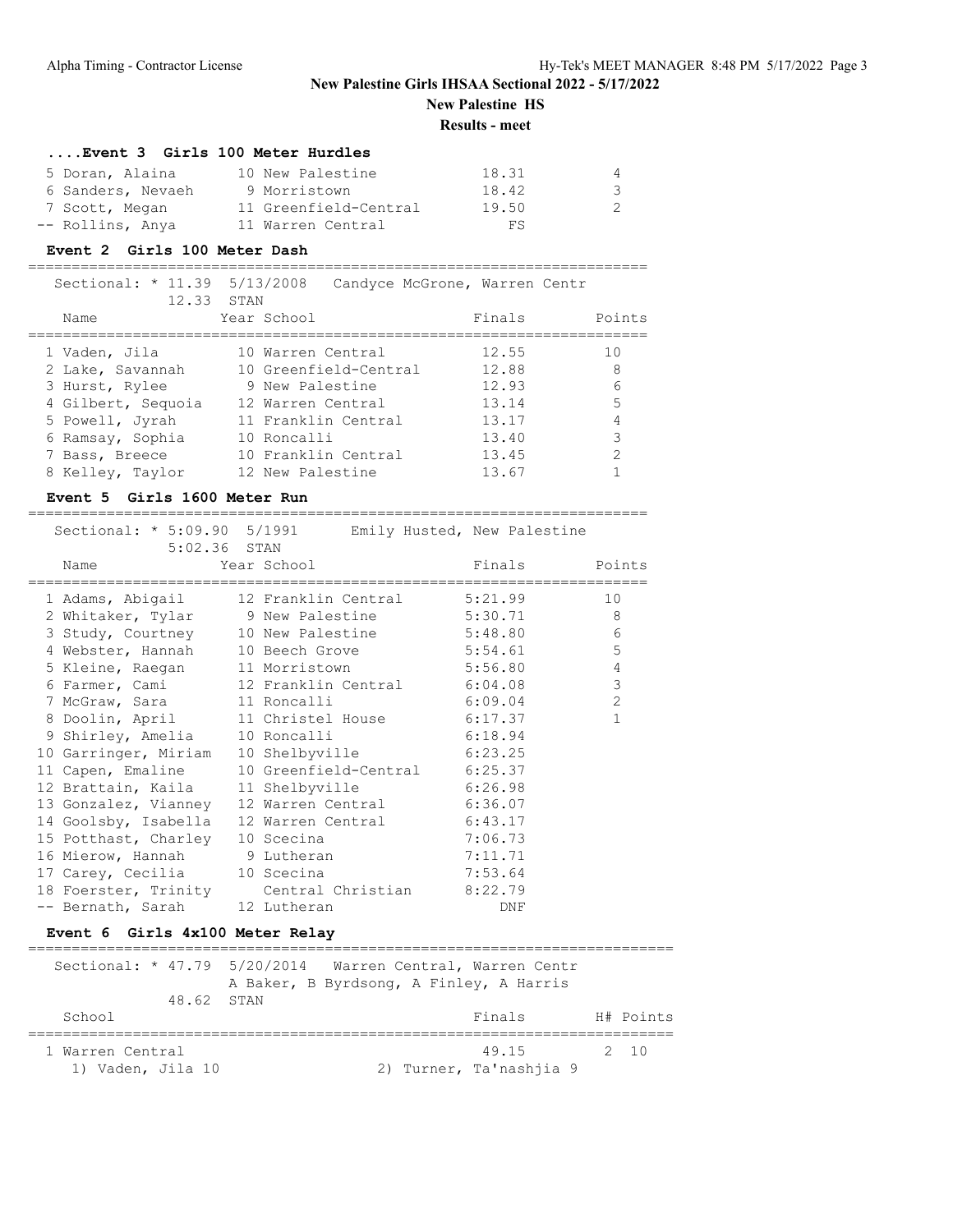## New Palestine Girls IHSAA Sectional 2022 - 5/17/2022

**New Palestine HS**

**Results - meet**

### ....Event 3 Girls 100 Meter Hurdles

| Place | Name | Year | School | Finals | Points |
|---|---|---|---|---|---|
| 5 | Doran, Alaina | 10 | New Palestine | 18.31 | 4 |
| 6 | Sanders, Nevaeh | 9 | Morristown | 18.42 | 3 |
| 7 | Scott, Megan | 11 | Greenfield-Central | 19.50 | 2 |
| -- | Rollins, Anya | 11 | Warren Central | FS | |

### Event 2 Girls 100 Meter Dash

Sectional: * 11.39 5/13/2008 Candyce McGrone, Warren Centr
12.33 STAN

| Place | Name | Year | School | Finals | Points |
|---|---|---|---|---|---|
| 1 | Vaden, Jila | 10 | Warren Central | 12.55 | 10 |
| 2 | Lake, Savannah | 10 | Greenfield-Central | 12.88 | 8 |
| 3 | Hurst, Rylee | 9 | New Palestine | 12.93 | 6 |
| 4 | Gilbert, Sequoia | 12 | Warren Central | 13.14 | 5 |
| 5 | Powell, Jyrah | 11 | Franklin Central | 13.17 | 4 |
| 6 | Ramsay, Sophia | 10 | Roncalli | 13.40 | 3 |
| 7 | Bass, Breece | 10 | Franklin Central | 13.45 | 2 |
| 8 | Kelley, Taylor | 12 | New Palestine | 13.67 | 1 |

### Event 5 Girls 1600 Meter Run

Sectional: * 5:09.90 5/1991 Emily Husted, New Palestine
5:02.36 STAN

| Place | Name | Year | School | Finals | Points |
|---|---|---|---|---|---|
| 1 | Adams, Abigail | 12 | Franklin Central | 5:21.99 | 10 |
| 2 | Whitaker, Tylar | 9 | New Palestine | 5:30.71 | 8 |
| 3 | Study, Courtney | 10 | New Palestine | 5:48.80 | 6 |
| 4 | Webster, Hannah | 10 | Beech Grove | 5:54.61 | 5 |
| 5 | Kleine, Raegan | 11 | Morristown | 5:56.80 | 4 |
| 6 | Farmer, Cami | 12 | Franklin Central | 6:04.08 | 3 |
| 7 | McGraw, Sara | 11 | Roncalli | 6:09.04 | 2 |
| 8 | Doolin, April | 11 | Christel House | 6:17.37 | 1 |
| 9 | Shirley, Amelia | 10 | Roncalli | 6:18.94 | |
| 10 | Garringer, Miriam | 10 | Shelbyville | 6:23.25 | |
| 11 | Capen, Emaline | 10 | Greenfield-Central | 6:25.37 | |
| 12 | Brattain, Kaila | 11 | Shelbyville | 6:26.98 | |
| 13 | Gonzalez, Vianney | 12 | Warren Central | 6:36.07 | |
| 14 | Goolsby, Isabella | 12 | Warren Central | 6:43.17 | |
| 15 | Potthast, Charley | 10 | Scecina | 7:06.73 | |
| 16 | Mierow, Hannah | 9 | Lutheran | 7:11.71 | |
| 17 | Carey, Cecilia | 10 | Scecina | 7:53.64 | |
| 18 | Foerster, Trinity | | Central Christian | 8:22.79 | |
| -- | Bernath, Sarah | 12 | Lutheran | DNF | |

### Event 6 Girls 4x100 Meter Relay

Sectional: * 47.79 5/20/2014 Warren Central, Warren Centr
A Baker, B Byrdsong, A Finley, A Harris
48.62 STAN

| Place | School | Finals | H# | Points |
|---|---|---|---|---|
| 1 | Warren Central | 49.15 | 2 | 10 |

1) Vaden, Jila 10    2) Turner, Ta'nashjia 9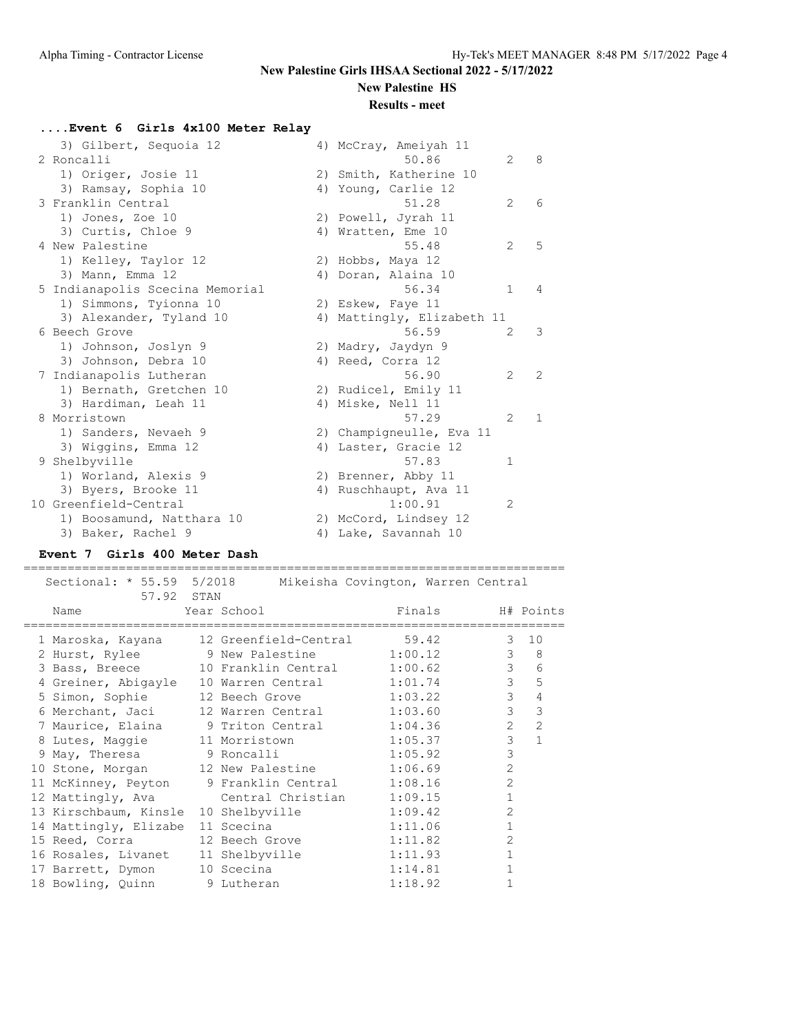## New Palestine Girls IHSAA Sectional 2022 - 5/17/2022

### New Palestine HS

### Results - meet

### ....Event 6 Girls 4x100 Meter Relay

```
   3) Gilbert, Sequoia 12             4) McCray, Ameiyah 11
 2 Roncalli                                   50.86         2    8
   1) Origer, Josie 11                2) Smith, Katherine 10
   3) Ramsay, Sophia 10               4) Young, Carlie 12
 3 Franklin Central                           51.28         2    6
   1) Jones, Zoe 10                   2) Powell, Jyrah 11
   3) Curtis, Chloe 9                 4) Wratten, Eme 10
 4 New Palestine                              55.48         2    5
   1) Kelley, Taylor 12               2) Hobbs, Maya 12
   3) Mann, Emma 12                   4) Doran, Alaina 10
 5 Indianapolis Scecina Memorial              56.34         1    4
   1) Simmons, Tyionna 10             2) Eskew, Faye 11
   3) Alexander, Tyland 10            4) Mattingly, Elizabeth 11
 6 Beech Grove                                56.59         2    3
   1) Johnson, Joslyn 9               2) Madry, Jaydyn 9
   3) Johnson, Debra 10               4) Reed, Corra 12
 7 Indianapolis Lutheran                      56.90         2    2
   1) Bernath, Gretchen 10            2) Rudicel, Emily 11
   3) Hardiman, Leah 11               4) Miske, Nell 11
 8 Morristown                                 57.29         2    1
   1) Sanders, Nevaeh 9               2) Champigneulle, Eva 11
   3) Wiggins, Emma 12                4) Laster, Gracie 12
 9 Shelbyville                                57.83         1
   1) Worland, Alexis 9               2) Brenner, Abby 11
   3) Byers, Brooke 11                4) Ruschhaupt, Ava 11
10 Greenfield-Central                       1:00.91         2
   1) Boosamund, Natthara 10          2) McCord, Lindsey 12
   3) Baker, Rachel 9                 4) Lake, Savannah 10
```

### Event 7 Girls 400 Meter Dash

```
=========================================================================
   Sectional: * 55.59  5/2018      Mikeisha Covington, Warren Central
                57.92  STAN
    Name                 Year School               Finals        H# Points
=========================================================================
  1 Maroska, Kayana      12 Greenfield-Central      59.42         3  10
  2 Hurst, Rylee          9 New Palestine         1:00.12         3   8
  3 Bass, Breece         10 Franklin Central      1:00.62         3   6
  4 Greiner, Abigayle    10 Warren Central        1:01.74         3   5
  5 Simon, Sophie        12 Beech Grove           1:03.22         3   4
  6 Merchant, Jaci       12 Warren Central        1:03.60         3   3
  7 Maurice, Elaina       9 Triton Central        1:04.36         2   2
  8 Lutes, Maggie        11 Morristown            1:05.37         3   1
  9 May, Theresa          9 Roncalli              1:05.92         3
 10 Stone, Morgan        12 New Palestine         1:06.69         2
 11 McKinney, Peyton      9 Franklin Central      1:08.16         2
 12 Mattingly, Ava          Central Christian     1:09.15         1
 13 Kirschbaum, Kinsle   10 Shelbyville           1:09.42         2
 14 Mattingly, Elizabe   11 Scecina               1:11.06         1
 15 Reed, Corra          12 Beech Grove           1:11.82         2
 16 Rosales, Livanet     11 Shelbyville           1:11.93         1
 17 Barrett, Dymon       10 Scecina               1:14.81         1
 18 Bowling, Quinn        9 Lutheran              1:18.92         1
```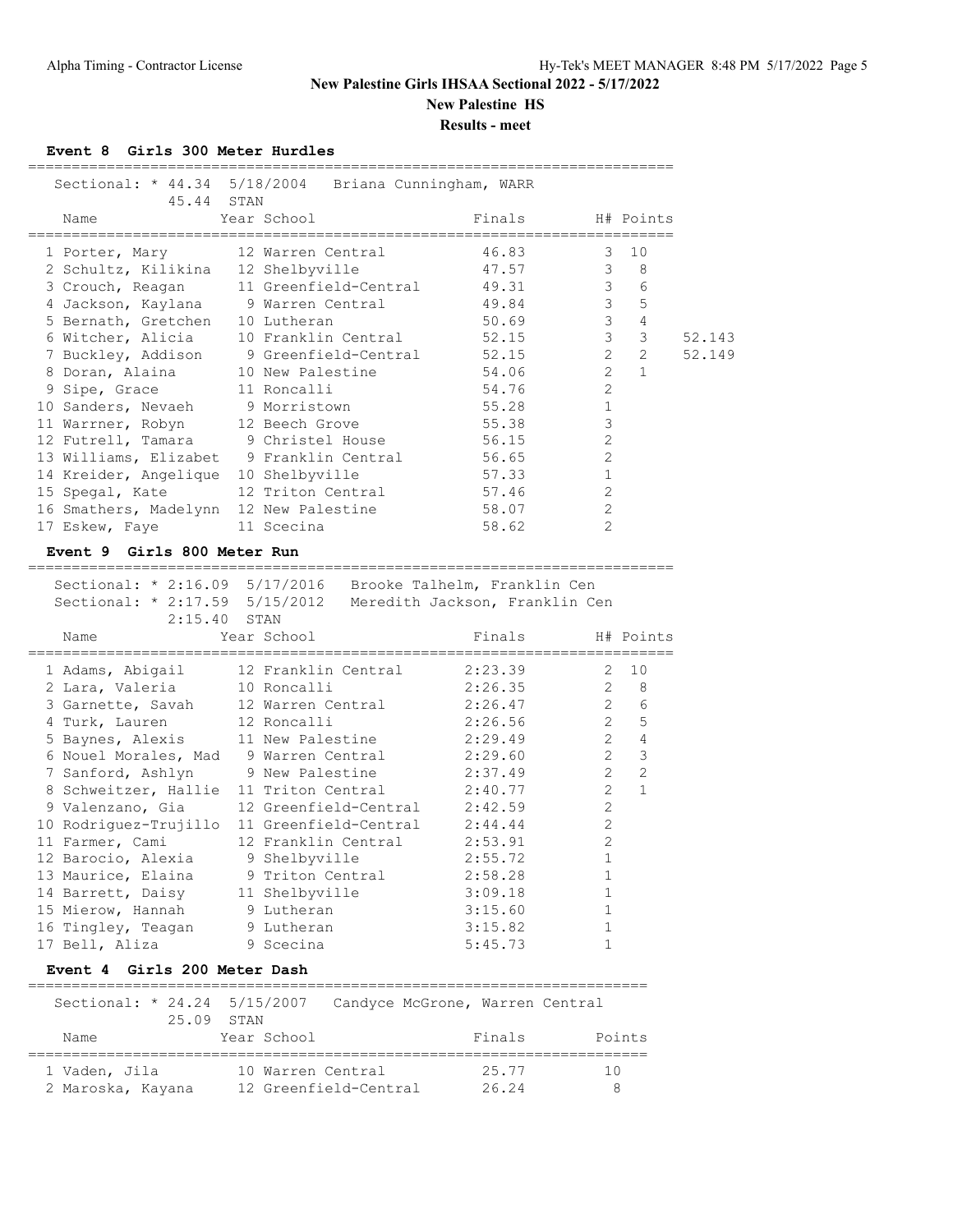# New Palestine Girls IHSAA Sectional 2022 - 5/17/2022

## New Palestine HS

### Results - meet

**Event 8 Girls 300 Meter Hurdles**

Sectional: * 44.34 5/18/2004 Briana Cunningham, WARR
45.44 STAN

| Name | Year | School | Finals | H# | Points | |
|---|---|---|---|---|---|---|
| 1 Porter, Mary | 12 | Warren Central | 46.83 | 3 | 10 | |
| 2 Schultz, Kilikina | 12 | Shelbyville | 47.57 | 3 | 8 | |
| 3 Crouch, Reagan | 11 | Greenfield-Central | 49.31 | 3 | 6 | |
| 4 Jackson, Kaylana | 9 | Warren Central | 49.84 | 3 | 5 | |
| 5 Bernath, Gretchen | 10 | Lutheran | 50.69 | 3 | 4 | |
| 6 Witcher, Alicia | 10 | Franklin Central | 52.15 | 3 | 3 | 52.143 |
| 7 Buckley, Addison | 9 | Greenfield-Central | 52.15 | 2 | 2 | 52.149 |
| 8 Doran, Alaina | 10 | New Palestine | 54.06 | 2 | 1 | |
| 9 Sipe, Grace | 11 | Roncalli | 54.76 | 2 | | |
| 10 Sanders, Nevaeh | 9 | Morristown | 55.28 | 1 | | |
| 11 Warrner, Robyn | 12 | Beech Grove | 55.38 | 3 | | |
| 12 Futrell, Tamara | 9 | Christel House | 56.15 | 2 | | |
| 13 Williams, Elizabet | 9 | Franklin Central | 56.65 | 2 | | |
| 14 Kreider, Angelique | 10 | Shelbyville | 57.33 | 1 | | |
| 15 Spegal, Kate | 12 | Triton Central | 57.46 | 2 | | |
| 16 Smathers, Madelynn | 12 | New Palestine | 58.07 | 2 | | |
| 17 Eskew, Faye | 11 | Scecina | 58.62 | 2 | | |

**Event 9 Girls 800 Meter Run**

Sectional: * 2:16.09 5/17/2016 Brooke Talhelm, Franklin Cen
Sectional: * 2:17.59 5/15/2012 Meredith Jackson, Franklin Cen
2:15.40 STAN

| Name | Year | School | Finals | H# | Points |
|---|---|---|---|---|---|
| 1 Adams, Abigail | 12 | Franklin Central | 2:23.39 | 2 | 10 |
| 2 Lara, Valeria | 10 | Roncalli | 2:26.35 | 2 | 8 |
| 3 Garnette, Savah | 12 | Warren Central | 2:26.47 | 2 | 6 |
| 4 Turk, Lauren | 12 | Roncalli | 2:26.56 | 2 | 5 |
| 5 Baynes, Alexis | 11 | New Palestine | 2:29.49 | 2 | 4 |
| 6 Nouel Morales, Mad | 9 | Warren Central | 2:29.60 | 2 | 3 |
| 7 Sanford, Ashlyn | 9 | New Palestine | 2:37.49 | 2 | 2 |
| 8 Schweitzer, Hallie | 11 | Triton Central | 2:40.77 | 2 | 1 |
| 9 Valenzano, Gia | 12 | Greenfield-Central | 2:42.59 | 2 | |
| 10 Rodriguez-Trujillo | 11 | Greenfield-Central | 2:44.44 | 2 | |
| 11 Farmer, Cami | 12 | Franklin Central | 2:53.91 | 2 | |
| 12 Barocio, Alexia | 9 | Shelbyville | 2:55.72 | 1 | |
| 13 Maurice, Elaina | 9 | Triton Central | 2:58.28 | 1 | |
| 14 Barrett, Daisy | 11 | Shelbyville | 3:09.18 | 1 | |
| 15 Mierow, Hannah | 9 | Lutheran | 3:15.60 | 1 | |
| 16 Tingley, Teagan | 9 | Lutheran | 3:15.82 | 1 | |
| 17 Bell, Aliza | 9 | Scecina | 5:45.73 | 1 | |

**Event 4 Girls 200 Meter Dash**

Sectional: * 24.24 5/15/2007 Candyce McGrone, Warren Central
25.09 STAN

| Name | Year | School | Finals | Points |
|---|---|---|---|---|
| 1 Vaden, Jila | 10 | Warren Central | 25.77 | 10 |
| 2 Maroska, Kayana | 12 | Greenfield-Central | 26.24 | 8 |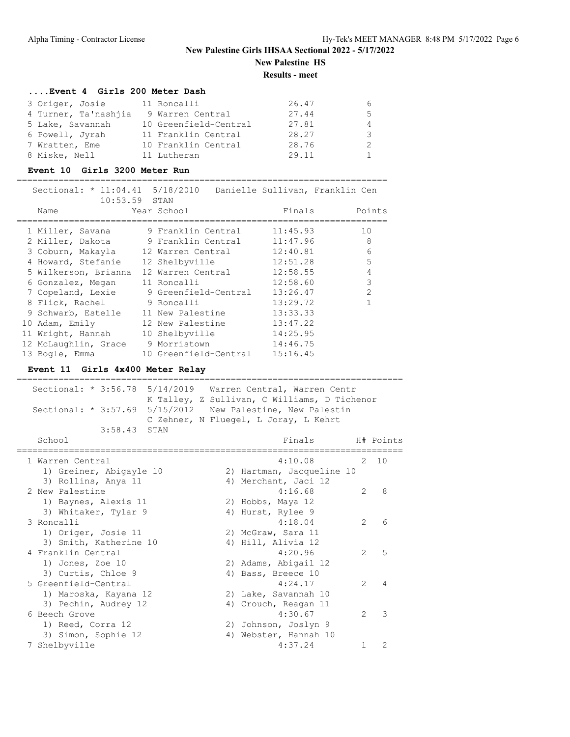New Palestine Girls IHSAA Sectional 2022 - 5/17/2022

New Palestine HS

Results - meet

### ....Event 4 Girls 200 Meter Dash

| Name | Year School | Finals | Points |
|---|---|---|---|
| 3 Origer, Josie | 11 Roncalli | 26.47 | 6 |
| 4 Turner, Ta'nashjia | 9 Warren Central | 27.44 | 5 |
| 5 Lake, Savannah | 10 Greenfield-Central | 27.81 | 4 |
| 6 Powell, Jyrah | 11 Franklin Central | 28.27 | 3 |
| 7 Wratten, Eme | 10 Franklin Central | 28.76 | 2 |
| 8 Miske, Nell | 11 Lutheran | 29.11 | 1 |

### Event 10 Girls 3200 Meter Run

Sectional: * 11:04.41 5/18/2010 Danielle Sullivan, Franklin Cen
10:53.59 STAN

| Name | Year School | Finals | Points |
|---|---|---|---|
| 1 Miller, Savana | 9 Franklin Central | 11:45.93 | 10 |
| 2 Miller, Dakota | 9 Franklin Central | 11:47.96 | 8 |
| 3 Coburn, Makayla | 12 Warren Central | 12:40.81 | 6 |
| 4 Howard, Stefanie | 12 Shelbyville | 12:51.28 | 5 |
| 5 Wilkerson, Brianna | 12 Warren Central | 12:58.55 | 4 |
| 6 Gonzalez, Megan | 11 Roncalli | 12:58.60 | 3 |
| 7 Copeland, Lexie | 9 Greenfield-Central | 13:26.47 | 2 |
| 8 Flick, Rachel | 9 Roncalli | 13:29.72 | 1 |
| 9 Schwarb, Estelle | 11 New Palestine | 13:33.33 | |
| 10 Adam, Emily | 12 New Palestine | 13:47.22 | |
| 11 Wright, Hannah | 10 Shelbyville | 14:25.95 | |
| 12 McLaughlin, Grace | 9 Morristown | 14:46.75 | |
| 13 Bogle, Emma | 10 Greenfield-Central | 15:16.45 | |

### Event 11 Girls 4x400 Meter Relay

Sectional: * 3:56.78 5/14/2019 Warren Central, Warren Centr
K Talley, Z Sullivan, C Williams, D Tichenor
Sectional: * 3:57.69 5/15/2012 New Palestine, New Palestin
C Zehner, N Fluegel, L Joray, L Kehrt
3:58.43 STAN

| School | Finals | H# | Points |
|---|---|---|---|
| 1 Warren Central | 4:10.08 | 2 | 10 |
| 1) Greiner, Abigayle 10; 2) Hartman, Jacqueline 10; 3) Rollins, Anya 11; 4) Merchant, Jaci 12 | | | |
| 2 New Palestine | 4:16.68 | 2 | 8 |
| 1) Baynes, Alexis 11; 2) Hobbs, Maya 12; 3) Whitaker, Tylar 9; 4) Hurst, Rylee 9 | | | |
| 3 Roncalli | 4:18.04 | 2 | 6 |
| 1) Origer, Josie 11; 2) McGraw, Sara 11; 3) Smith, Katherine 10; 4) Hill, Alivia 12 | | | |
| 4 Franklin Central | 4:20.96 | 2 | 5 |
| 1) Jones, Zoe 10; 2) Adams, Abigail 12; 3) Curtis, Chloe 9; 4) Bass, Breece 10 | | | |
| 5 Greenfield-Central | 4:24.17 | 2 | 4 |
| 1) Maroska, Kayana 12; 2) Lake, Savannah 10; 3) Pechin, Audrey 12; 4) Crouch, Reagan 11 | | | |
| 6 Beech Grove | 4:30.67 | 2 | 3 |
| 1) Reed, Corra 12; 2) Johnson, Joslyn 9; 3) Simon, Sophie 12; 4) Webster, Hannah 10 | | | |
| 7 Shelbyville | 4:37.24 | 1 | 2 |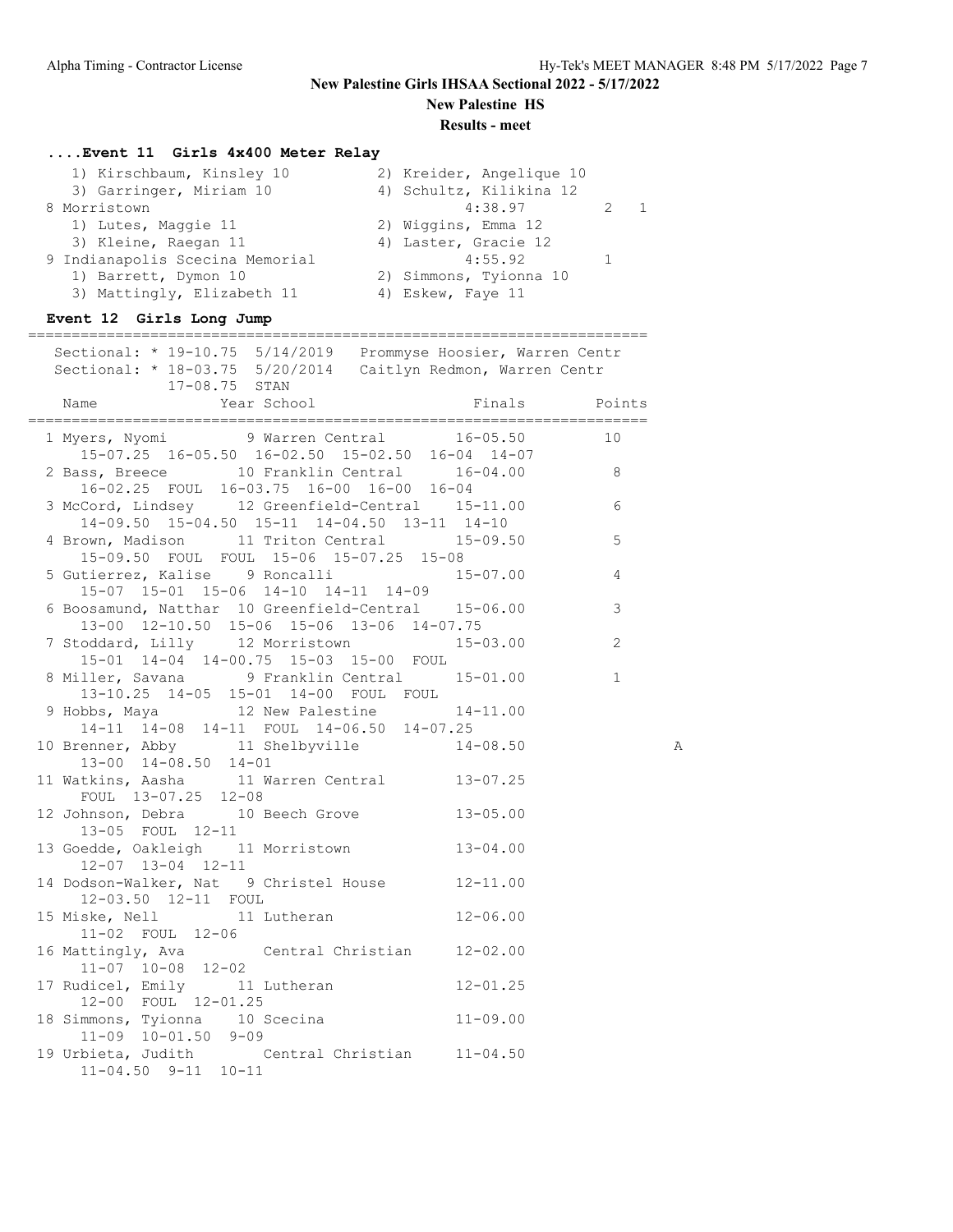New Palestine Girls IHSAA Sectional 2022 - 5/17/2022

New Palestine HS

Results - meet

### ....Event 11 Girls 4x400 Meter Relay

```
   1) Kirschbaum, Kinsley 10          2) Kreider, Angelique 10
   3) Garringer, Miriam 10            4) Schultz, Kilikina 12
 8 Morristown                                4:38.97         2   1
   1) Lutes, Maggie 11                2) Wiggins, Emma 12
   3) Kleine, Raegan 11               4) Laster, Gracie 12
 9 Indianapolis Scecina Memorial             4:55.92         1
   1) Barrett, Dymon 10               2) Simmons, Tyionna 10
   3) Mattingly, Elizabeth 11         4) Eskew, Faye 11
```

### Event 12 Girls Long Jump

```
=======================================================================
   Sectional: * 19-10.75  5/14/2019   Prommyse Hoosier, Warren Centr
   Sectional: * 18-03.75  5/20/2014   Caitlyn Redmon, Warren Centr
            17-08.75  STAN
   Name               Year School                Finals        Points
=======================================================================
  1 Myers, Nyomi         9 Warren Central         16-05.50         10
     15-07.25  16-05.50  16-02.50  15-02.50  16-04  14-07
  2 Bass, Breece        10 Franklin Central       16-04.00          8
     16-02.25  FOUL  16-03.75  16-00  16-00  16-04
  3 McCord, Lindsey     12 Greenfield-Central     15-11.00          6
     14-09.50  15-04.50  15-11  14-04.50  13-11  14-10
  4 Brown, Madison      11 Triton Central         15-09.50          5
     15-09.50  FOUL  FOUL  15-06  15-07.25  15-08
  5 Gutierrez, Kalise    9 Roncalli               15-07.00          4
     15-07  15-01  15-06  14-10  14-11  14-09
  6 Boosamund, Natthar  10 Greenfield-Central     15-06.00          3
     13-00  12-10.50  15-06  15-06  13-06  14-07.75
  7 Stoddard, Lilly     12 Morristown             15-03.00          2
     15-01  14-04  14-00.75  15-03  15-00  FOUL
  8 Miller, Savana       9 Franklin Central       15-01.00          1
     13-10.25  14-05  15-01  14-00  FOUL  FOUL
  9 Hobbs, Maya         12 New Palestine          14-11.00
     14-11  14-08  14-11  FOUL  14-06.50  14-07.25
 10 Brenner, Abby       11 Shelbyville            14-08.50                 A
     13-00  14-08.50  14-01
 11 Watkins, Aasha      11 Warren Central         13-07.25
     FOUL  13-07.25  12-08
 12 Johnson, Debra      10 Beech Grove            13-05.00
     13-05  FOUL  12-11
 13 Goedde, Oakleigh    11 Morristown             13-04.00
     12-07  13-04  12-11
 14 Dodson-Walker, Nat   9 Christel House         12-11.00
     12-03.50  12-11  FOUL
 15 Miske, Nell         11 Lutheran               12-06.00
     11-02  FOUL  12-06
 16 Mattingly, Ava         Central Christian      12-02.00
     11-07  10-08  12-02
 17 Rudicel, Emily      11 Lutheran               12-01.25
     12-00  FOUL  12-01.25
 18 Simmons, Tyionna    10 Scecina                11-09.00
     11-09  10-01.50  9-09
 19 Urbieta, Judith        Central Christian      11-04.50
     11-04.50  9-11  10-11
```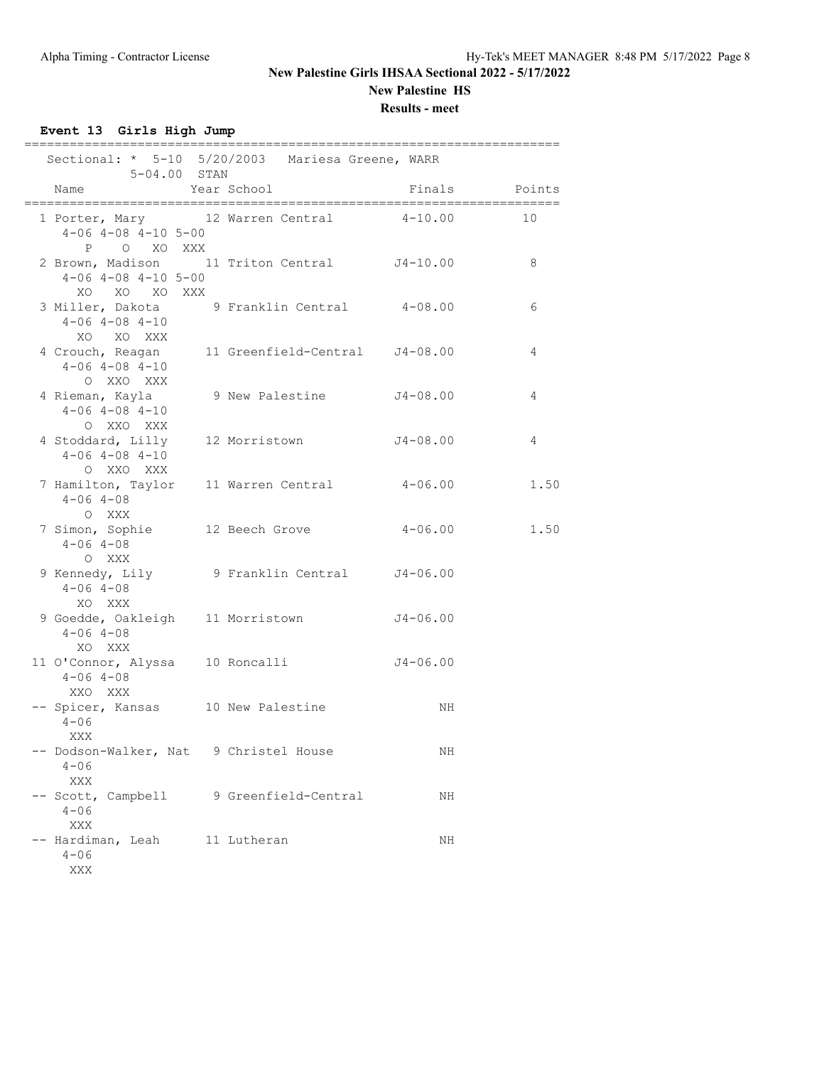# New Palestine Girls IHSAA Sectional 2022 - 5/17/2022

## New Palestine HS

### Results - meet

**Event 13 Girls High Jump**

Sectional: * 5-10 5/20/2003 Mariesa Greene, WARR
5-04.00 STAN

| Place | Name | Year | School | Finals | Points |
|---|---|---|---|---|---|
| 1 | Porter, Mary | 12 | Warren Central | 4-10.00 | 10 |
| | 4-06 4-08 4-10 5-00<br>P O XO XXX | | | | |
| 2 | Brown, Madison | 11 | Triton Central | J4-10.00 | 8 |
| | 4-06 4-08 4-10 5-00<br>XO XO XO XXX | | | | |
| 3 | Miller, Dakota | 9 | Franklin Central | 4-08.00 | 6 |
| | 4-06 4-08 4-10<br>XO XO XXX | | | | |
| 4 | Crouch, Reagan | 11 | Greenfield-Central | J4-08.00 | 4 |
| | 4-06 4-08 4-10<br>O XXO XXX | | | | |
| 4 | Rieman, Kayla | 9 | New Palestine | J4-08.00 | 4 |
| | 4-06 4-08 4-10<br>O XXO XXX | | | | |
| 4 | Stoddard, Lilly | 12 | Morristown | J4-08.00 | 4 |
| | 4-06 4-08 4-10<br>O XXO XXX | | | | |
| 7 | Hamilton, Taylor | 11 | Warren Central | 4-06.00 | 1.50 |
| | 4-06 4-08<br>O XXX | | | | |
| 7 | Simon, Sophie | 12 | Beech Grove | 4-06.00 | 1.50 |
| | 4-06 4-08<br>O XXX | | | | |
| 9 | Kennedy, Lily | 9 | Franklin Central | J4-06.00 | |
| | 4-06 4-08<br>XO XXX | | | | |
| 9 | Goedde, Oakleigh | 11 | Morristown | J4-06.00 | |
| | 4-06 4-08<br>XO XXX | | | | |
| 11 | O'Connor, Alyssa | 10 | Roncalli | J4-06.00 | |
| | 4-06 4-08<br>XXO XXX | | | | |
| -- | Spicer, Kansas | 10 | New Palestine | NH | |
| | 4-06<br>XXX | | | | |
| -- | Dodson-Walker, Nat | 9 | Christel House | NH | |
| | 4-06<br>XXX | | | | |
| -- | Scott, Campbell | 9 | Greenfield-Central | NH | |
| | 4-06<br>XXX | | | | |
| -- | Hardiman, Leah | 11 | Lutheran | NH | |
| | 4-06<br>XXX | | | | |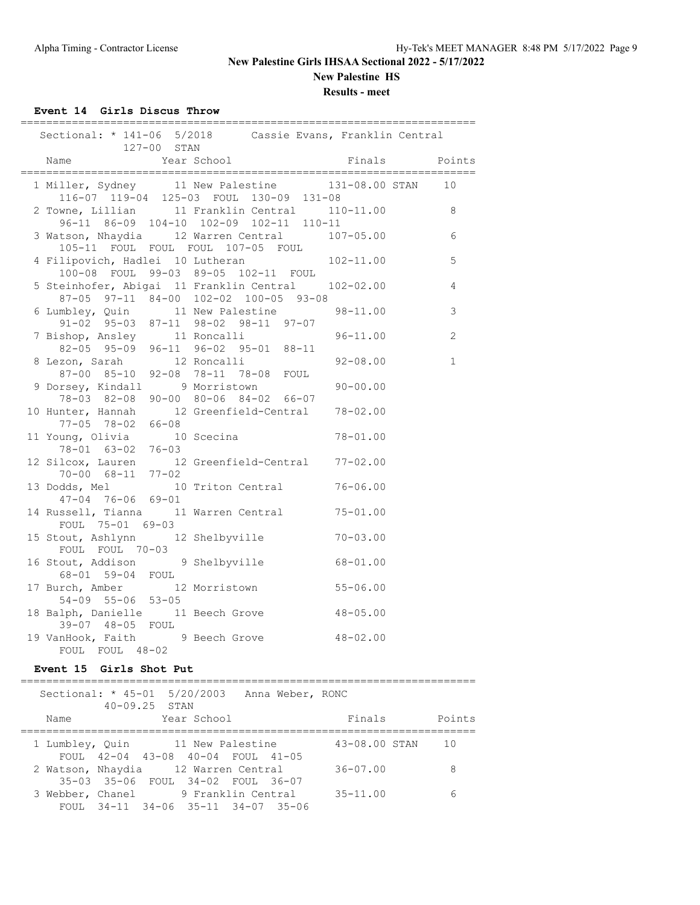# New Palestine Girls IHSAA Sectional 2022 - 5/17/2022

## New Palestine HS

### Results - meet

**Event 14 Girls Discus Throw**

Sectional: * 141-06 5/2018 Cassie Evans, Franklin Central
127-00 STAN

| Name | Year | School | Finals | | Points |
|---|---|---|---|---|---|
| 1 Miller, Sydney | 11 | New Palestine | 131-08.00 | STAN | 10 |
| 116-07 119-04 125-03 FOUL 130-09 131-08 | | | | | |
| 2 Towne, Lillian | 11 | Franklin Central | 110-11.00 | | 8 |
| 96-11 86-09 104-10 102-09 102-11 110-11 | | | | | |
| 3 Watson, Nhaydia | 12 | Warren Central | 107-05.00 | | 6 |
| 105-11 FOUL FOUL FOUL 107-05 FOUL | | | | | |
| 4 Filipovich, Hadlei | 10 | Lutheran | 102-11.00 | | 5 |
| 100-08 FOUL 99-03 89-05 102-11 FOUL | | | | | |
| 5 Steinhofer, Abigai | 11 | Franklin Central | 102-02.00 | | 4 |
| 87-05 97-11 84-00 102-02 100-05 93-08 | | | | | |
| 6 Lumbley, Quin | 11 | New Palestine | 98-11.00 | | 3 |
| 91-02 95-03 87-11 98-02 98-11 97-07 | | | | | |
| 7 Bishop, Ansley | 11 | Roncalli | 96-11.00 | | 2 |
| 82-05 95-09 96-11 96-02 95-01 88-11 | | | | | |
| 8 Lezon, Sarah | 12 | Roncalli | 92-08.00 | | 1 |
| 87-00 85-10 92-08 78-11 78-08 FOUL | | | | | |
| 9 Dorsey, Kindall | 9 | Morristown | 90-00.00 | | |
| 78-03 82-08 90-00 80-06 84-02 66-07 | | | | | |
| 10 Hunter, Hannah | 12 | Greenfield-Central | 78-02.00 | | |
| 77-05 78-02 66-08 | | | | | |
| 11 Young, Olivia | 10 | Scecina | 78-01.00 | | |
| 78-01 63-02 76-03 | | | | | |
| 12 Silcox, Lauren | 12 | Greenfield-Central | 77-02.00 | | |
| 70-00 68-11 77-02 | | | | | |
| 13 Dodds, Mel | 10 | Triton Central | 76-06.00 | | |
| 47-04 76-06 69-01 | | | | | |
| 14 Russell, Tianna | 11 | Warren Central | 75-01.00 | | |
| FOUL 75-01 69-03 | | | | | |
| 15 Stout, Ashlynn | 12 | Shelbyville | 70-03.00 | | |
| FOUL FOUL 70-03 | | | | | |
| 16 Stout, Addison | 9 | Shelbyville | 68-01.00 | | |
| 68-01 59-04 FOUL | | | | | |
| 17 Burch, Amber | 12 | Morristown | 55-06.00 | | |
| 54-09 55-06 53-05 | | | | | |
| 18 Balph, Danielle | 11 | Beech Grove | 48-05.00 | | |
| 39-07 48-05 FOUL | | | | | |
| 19 VanHook, Faith | 9 | Beech Grove | 48-02.00 | | |
| FOUL FOUL 48-02 | | | | | |

**Event 15 Girls Shot Put**

Sectional: * 45-01 5/20/2003 Anna Weber, RONC
40-09.25 STAN

| Name | Year | School | Finals | | Points |
|---|---|---|---|---|---|
| 1 Lumbley, Quin | 11 | New Palestine | 43-08.00 | STAN | 10 |
| FOUL 42-04 43-08 40-04 FOUL 41-05 | | | | | |
| 2 Watson, Nhaydia | 12 | Warren Central | 36-07.00 | | 8 |
| 35-03 35-06 FOUL 34-02 FOUL 36-07 | | | | | |
| 3 Webber, Chanel | 9 | Franklin Central | 35-11.00 | | 6 |
| FOUL 34-11 34-06 35-11 34-07 35-06 | | | | | |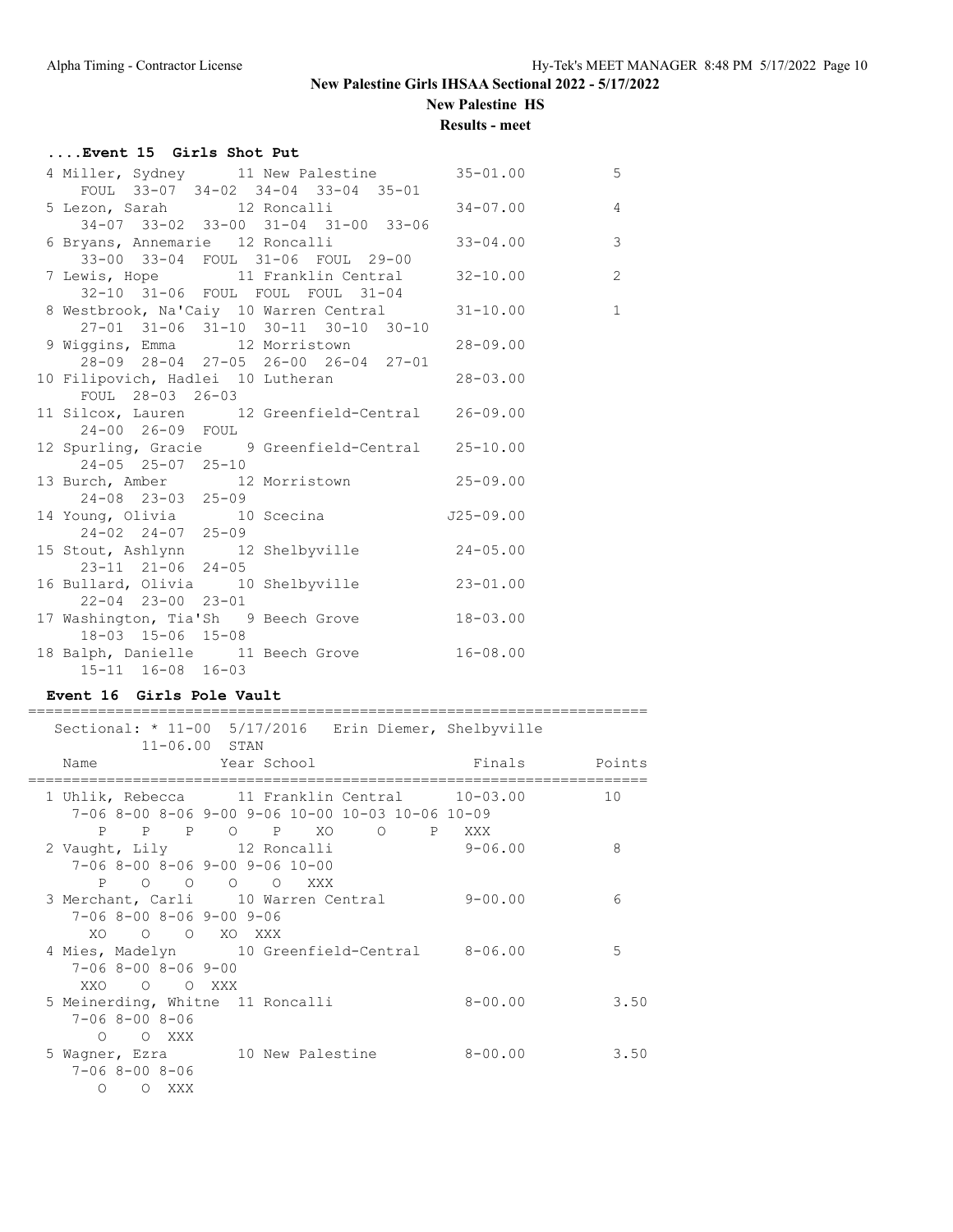New Palestine Girls IHSAA Sectional 2022 - 5/17/2022

New Palestine HS

Results - meet

### ....Event 15 Girls Shot Put

```
  4 Miller, Sydney       11 New Palestine          35-01.00          5
     FOUL  33-07  34-02  34-04  33-04  35-01
  5 Lezon, Sarah         12 Roncalli               34-07.00          4
     34-07  33-02  33-00  31-04  31-00  33-06
  6 Bryans, Annemarie  12 Roncalli                 33-04.00          3
     33-00  33-04  FOUL  31-06  FOUL  29-00
  7 Lewis, Hope          11 Franklin Central       32-10.00          2
     32-10  31-06  FOUL  FOUL  FOUL  31-04
  8 Westbrook, Na'Caiy  10 Warren Central          31-10.00          1
     27-01  31-06  31-10  30-11  30-10  30-10
  9 Wiggins, Emma        12 Morristown             28-09.00
     28-09  28-04  27-05  26-00  26-04  27-01
 10 Filipovich, Hadlei  10 Lutheran                28-03.00
     FOUL  28-03  26-03
 11 Silcox, Lauren       12 Greenfield-Central     26-09.00
     24-00  26-09  FOUL
 12 Spurling, Gracie     9 Greenfield-Central      25-10.00
     24-05  25-07  25-10
 13 Burch, Amber         12 Morristown             25-09.00
     24-08  23-03  25-09
 14 Young, Olivia        10 Scecina               J25-09.00
     24-02  24-07  25-09
 15 Stout, Ashlynn       12 Shelbyville            24-05.00
     23-11  21-06  24-05
 16 Bullard, Olivia      10 Shelbyville            23-01.00
     22-04  23-00  23-01
 17 Washington, Tia'Sh   9 Beech Grove             18-03.00
     18-03  15-06  15-08
 18 Balph, Danielle      11 Beech Grove            16-08.00
     15-11  16-08  16-03
```

### Event 16 Girls Pole Vault

```
=======================================================================
   Sectional: * 11-00  5/17/2016   Erin Diemer, Shelbyville
           11-06.00  STAN
    Name                 Year School                 Finals     Points
=======================================================================
  1 Uhlik, Rebecca       11 Franklin Central       10-03.00         10
     7-06 8-00 8-06 9-00 9-06 10-00 10-03 10-06 10-09
       P    P    P    O    P    XO     O     P   XXX
  2 Vaught, Lily         12 Roncalli                9-06.00          8
     7-06 8-00 8-06 9-00 9-06 10-00
       P    O    O    O    O   XXX
  3 Merchant, Carli      10 Warren Central          9-00.00          6
     7-06 8-00 8-06 9-00 9-06
      XO    O    O   XO  XXX
  4 Mies, Madelyn        10 Greenfield-Central      8-06.00          5
     7-06 8-00 8-06 9-00
     XXO    O    O  XXX
  5 Meinerding, Whitne  11 Roncalli                 8-00.00       3.50
     7-06 8-00 8-06
       O    O  XXX
  5 Wagner, Ezra         10 New Palestine           8-00.00       3.50
     7-06 8-00 8-06
       O    O  XXX
```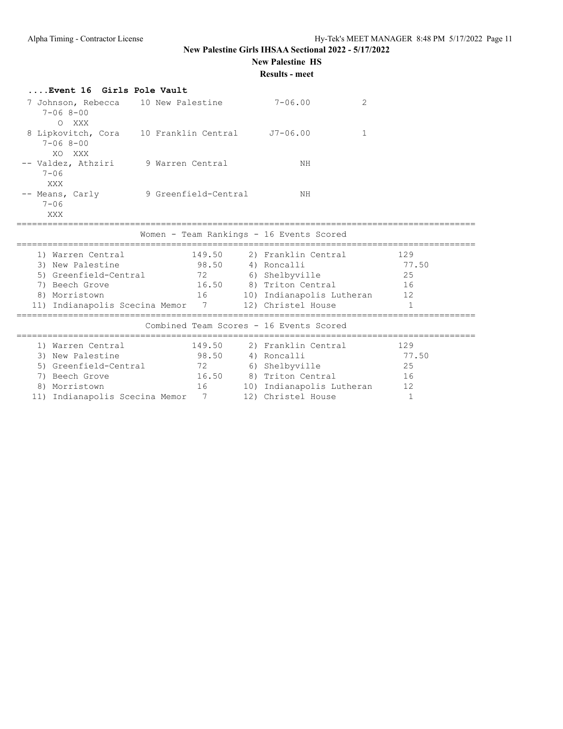New Palestine Girls IHSAA Sectional 2022 - 5/17/2022

New Palestine HS

Results - meet

### ....Event 16 Girls Pole Vault

```
 7 Johnson, Rebecca    10 New Palestine          7-06.00          2
    7-06 8-00
      O  XXX
 8 Lipkovitch, Cora    10 Franklin Central      J7-06.00          1
    7-06 8-00
     XO  XXX
-- Valdez, Athziri      9 Warren Central              NH
    7-06
     XXX
-- Means, Carly         9 Greenfield-Central          NH
    7-06
     XXX
```

### Women - Team Rankings - 16 Events Scored

| | | | |
|---|---|---|---|
| 1) Warren Central | 149.50 | 2) Franklin Central | 129 |
| 3) New Palestine | 98.50 | 4) Roncalli | 77.50 |
| 5) Greenfield-Central | 72 | 6) Shelbyville | 25 |
| 7) Beech Grove | 16.50 | 8) Triton Central | 16 |
| 8) Morristown | 16 | 10) Indianapolis Lutheran | 12 |
| 11) Indianapolis Scecina Memor | 7 | 12) Christel House | 1 |

### Combined Team Scores - 16 Events Scored

| | | | |
|---|---|---|---|
| 1) Warren Central | 149.50 | 2) Franklin Central | 129 |
| 3) New Palestine | 98.50 | 4) Roncalli | 77.50 |
| 5) Greenfield-Central | 72 | 6) Shelbyville | 25 |
| 7) Beech Grove | 16.50 | 8) Triton Central | 16 |
| 8) Morristown | 16 | 10) Indianapolis Lutheran | 12 |
| 11) Indianapolis Scecina Memor | 7 | 12) Christel House | 1 |